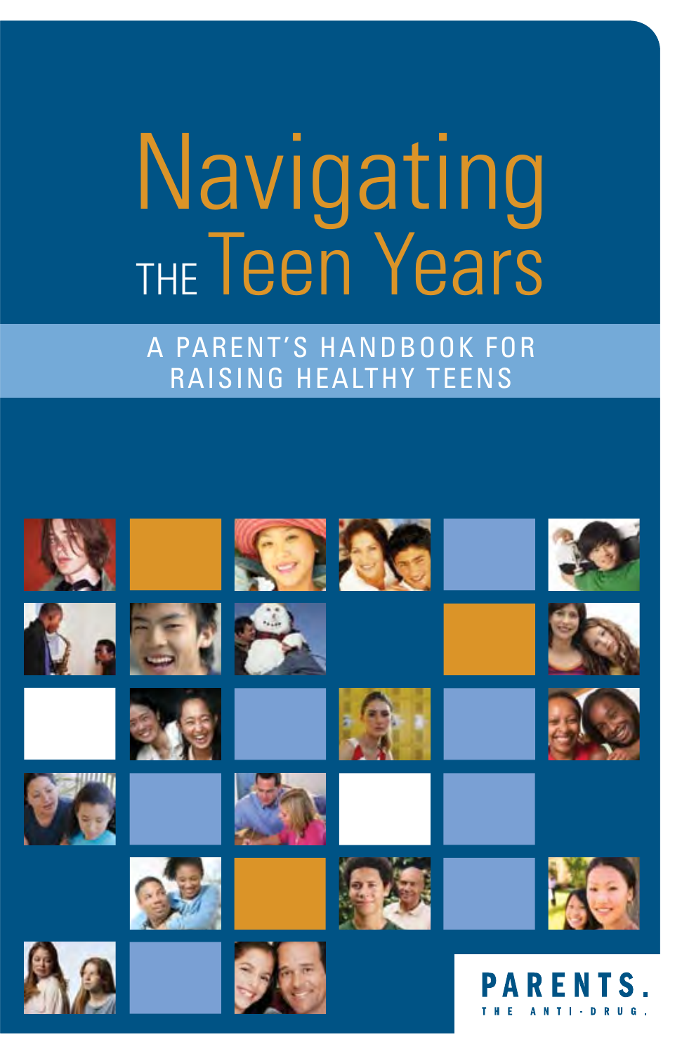# Navigating THE Teen Years

## A PARENT'S HANDBOOK FOR RAISING HEALTHY TEENS

PARENTS.

THE ANTI-DRUG.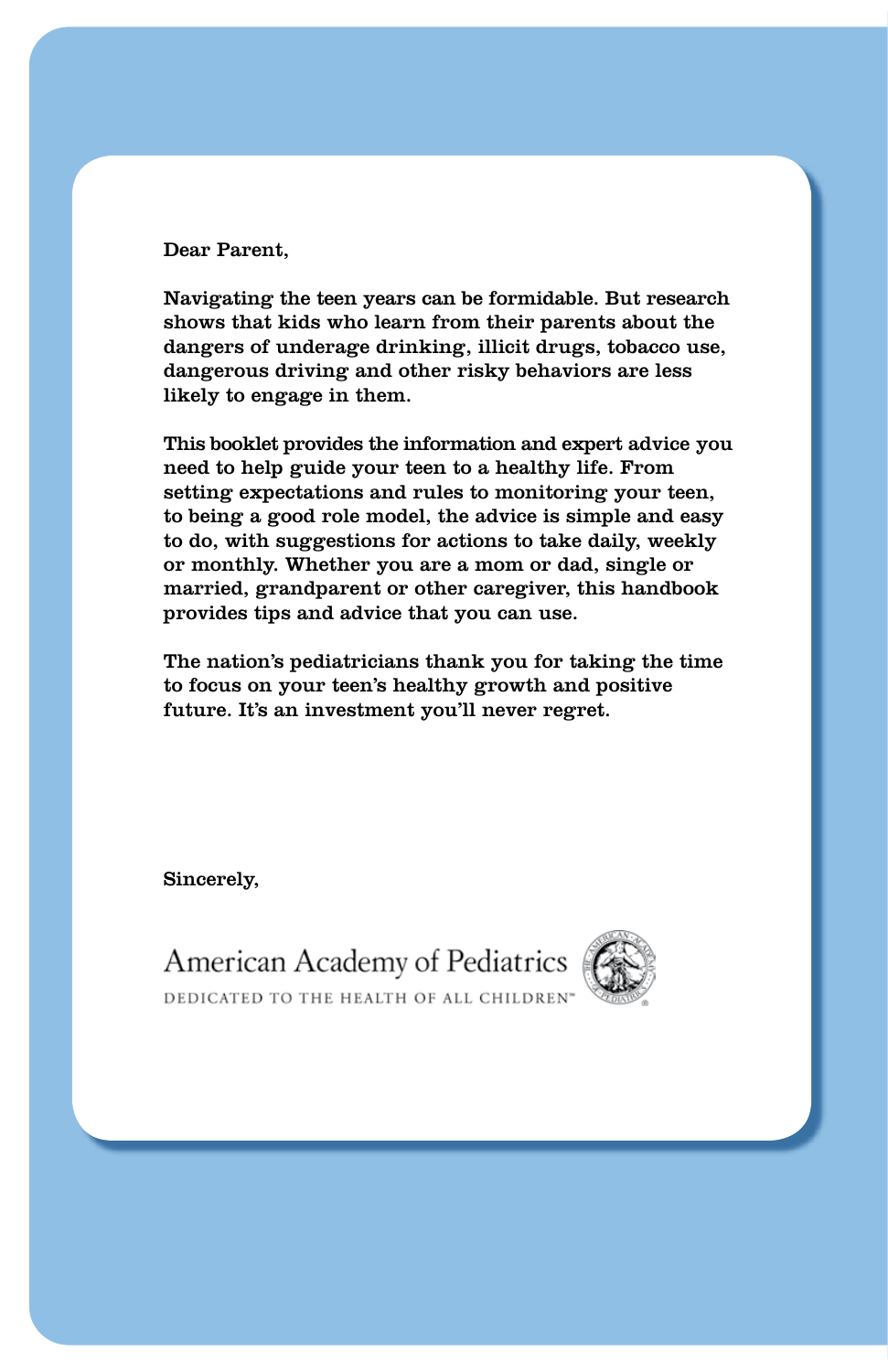Dear Parent,

Navigating the teen years can be formidable. But research shows that kids who learn from their parents about the dangers of underage drinking, illicit drugs, tobacco use, dangerous driving and other risky behaviors are less likely to engage in them.

This booklet provides the information and expert advice you need to help guide your teen to a healthy life. From setting expectations and rules to monitoring your teen, to being a good role model, the advice is simple and easy to do, with suggestions for actions to take daily, weekly or monthly. Whether you are a mom or dad, single or married, grandparent or other caregiver, this handbook provides tips and advice that you can use.

The nation's pediatricians thank you for taking the time to focus on your teen's healthy growth and positive future. It's an investment you'll never regret.

Sincerely,

American Academy of Pediatrics

DEDICATED TO THE HEALTH OF ALL CHILDREN™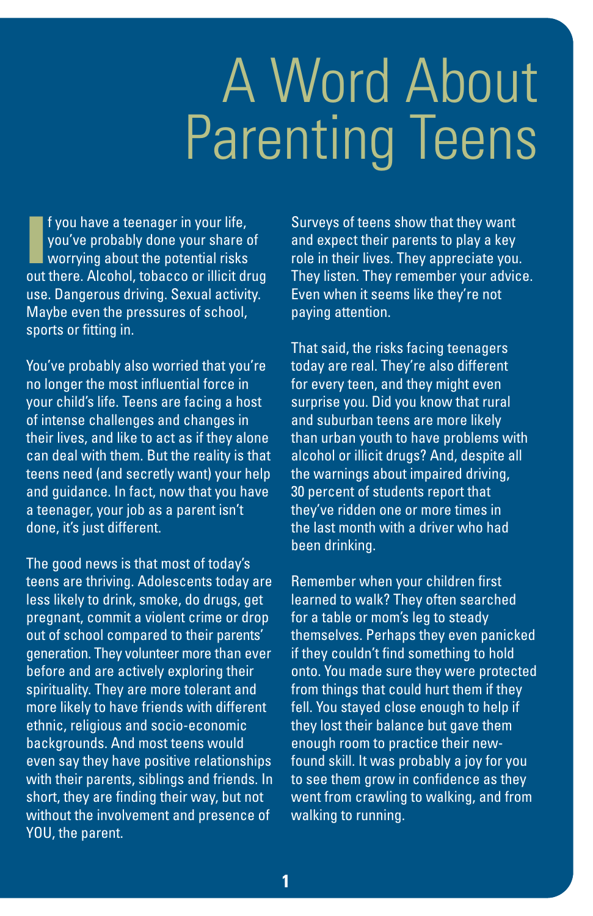# A Word About Parenting Teens

If you have a teenager in your life, you've probably done your share of worrying about the potential risks out there. Alcohol, tobacco or illicit drug use. Dangerous driving. Sexual activity. Maybe even the pressures of school, sports or fitting in.

You've probably also worried that you're no longer the most influential force in your child's life. Teens are facing a host of intense challenges and changes in their lives, and like to act as if they alone can deal with them. But the reality is that teens need (and secretly want) your help and guidance. In fact, now that you have a teenager, your job as a parent isn't done, it's just different.

The good news is that most of today's teens are thriving. Adolescents today are less likely to drink, smoke, do drugs, get pregnant, commit a violent crime or drop out of school compared to their parents' generation. They volunteer more than ever before and are actively exploring their spirituality. They are more tolerant and more likely to have friends with different ethnic, religious and socio-economic backgrounds. And most teens would even say they have positive relationships with their parents, siblings and friends. In short, they are finding their way, but not without the involvement and presence of YOU, the parent.

Surveys of teens show that they want and expect their parents to play a key role in their lives. They appreciate you. They listen. They remember your advice. Even when it seems like they're not paying attention.

That said, the risks facing teenagers today are real. They're also different for every teen, and they might even surprise you. Did you know that rural and suburban teens are more likely than urban youth to have problems with alcohol or illicit drugs? And, despite all the warnings about impaired driving, 30 percent of students report that they've ridden one or more times in the last month with a driver who had been drinking.

Remember when your children first learned to walk? They often searched for a table or mom's leg to steady themselves. Perhaps they even panicked if they couldn't find something to hold onto. You made sure they were protected from things that could hurt them if they fell. You stayed close enough to help if they lost their balance but gave them enough room to practice their new-found skill. It was probably a joy for you to see them grow in confidence as they went from crawling to walking, and from walking to running.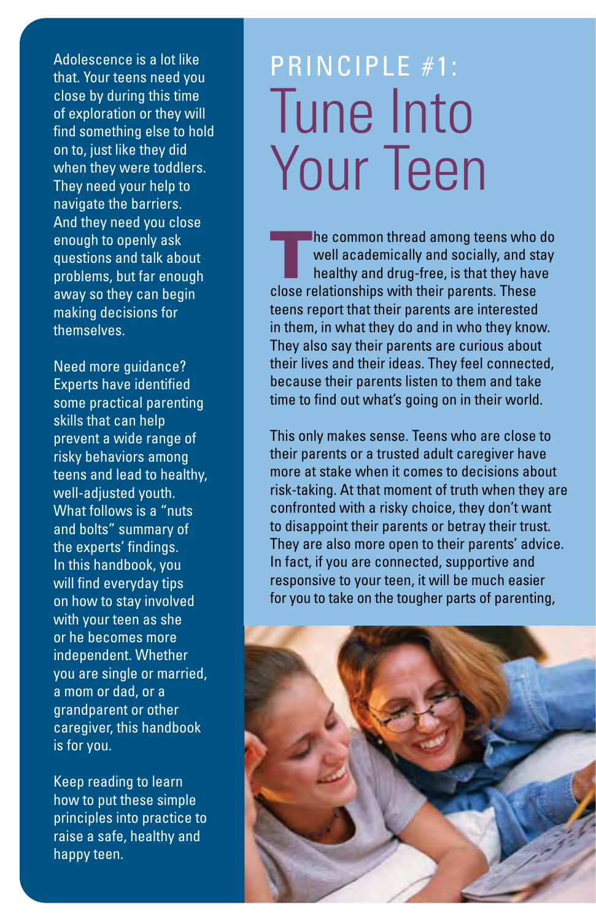Adolescence is a lot like that. Your teens need you close by during this time of exploration or they will find something else to hold on to, just like they did when they were toddlers. They need your help to navigate the barriers. And they need you close enough to openly ask questions and talk about problems, but far enough away so they can begin making decisions for themselves.

Need more guidance? Experts have identified some practical parenting skills that can help prevent a wide range of risky behaviors among teens and lead to healthy, well-adjusted youth. What follows is a "nuts and bolts" summary of the experts' findings. In this handbook, you will find everyday tips on how to stay involved with your teen as she or he becomes more independent. Whether you are single or married, a mom or dad, or a grandparent or other caregiver, this handbook is for you.

Keep reading to learn how to put these simple principles into practice to raise a safe, healthy and happy teen.

# PRINCIPLE #1: Tune Into Your Teen

The common thread among teens who do well academically and socially, and stay healthy and drug-free, is that they have close relationships with their parents. These teens report that their parents are interested in them, in what they do and in who they know. They also say their parents are curious about their lives and their ideas. They feel connected, because their parents listen to them and take time to find out what's going on in their world.

This only makes sense. Teens who are close to their parents or a trusted adult caregiver have more at stake when it comes to decisions about risk-taking. At that moment of truth when they are confronted with a risky choice, they don't want to disappoint their parents or betray their trust. They are also more open to their parents' advice. In fact, if you are connected, supportive and responsive to your teen, it will be much easier for you to take on the tougher parts of parenting,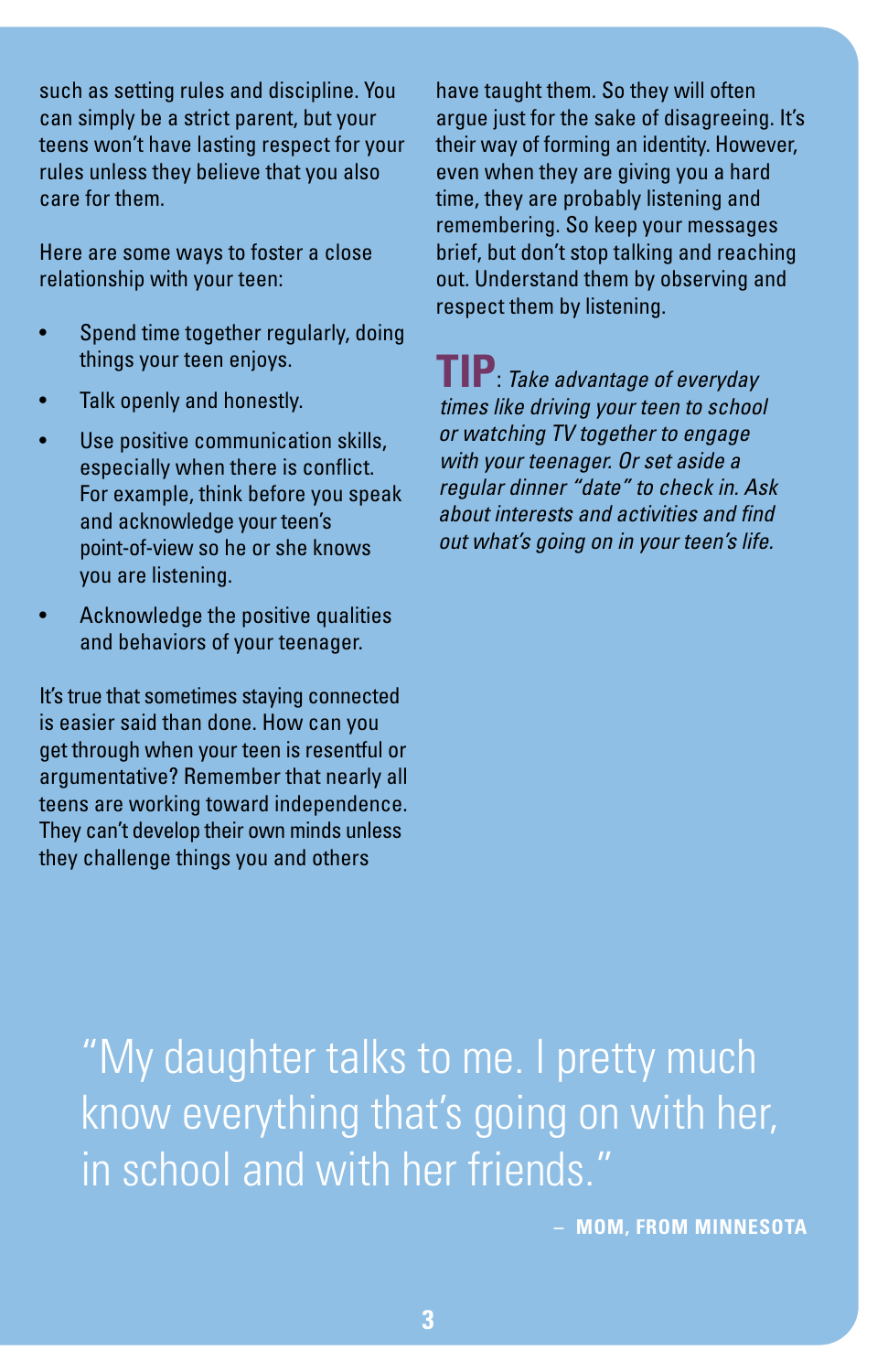such as setting rules and discipline. You can simply be a strict parent, but your teens won't have lasting respect for your rules unless they believe that you also care for them.

Here are some ways to foster a close relationship with your teen:

- Spend time together regularly, doing things your teen enjoys.
- Talk openly and honestly.
- Use positive communication skills, especially when there is conflict. For example, think before you speak and acknowledge your teen's point-of-view so he or she knows you are listening.
- Acknowledge the positive qualities and behaviors of your teenager.

It's true that sometimes staying connected is easier said than done. How can you get through when your teen is resentful or argumentative? Remember that nearly all teens are working toward independence. They can't develop their own minds unless they challenge things you and others have taught them. So they will often argue just for the sake of disagreeing. It's their way of forming an identity. However, even when they are giving you a hard time, they are probably listening and remembering. So keep your messages brief, but don't stop talking and reaching out. Understand them by observing and respect them by listening.

**TIP**: *Take advantage of everyday times like driving your teen to school or watching TV together to engage with your teenager. Or set aside a regular dinner "date" to check in. Ask about interests and activities and find out what's going on in your teen's life.*

> "My daughter talks to me. I pretty much know everything that's going on with her, in school and with her friends."
>
> – **MOM, FROM MINNESOTA**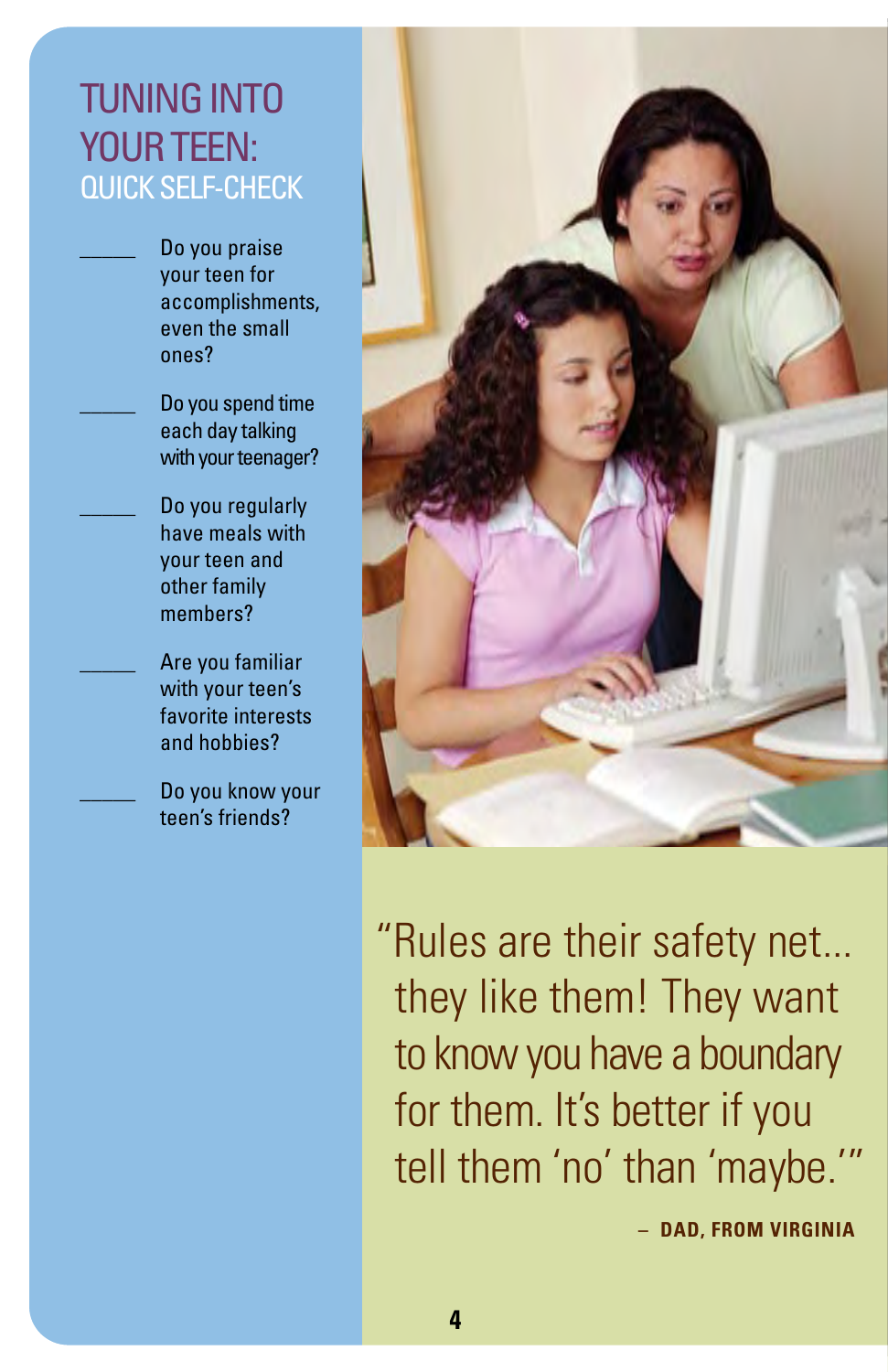# TUNING INTO YOUR TEAN: QUICK SELF-CHECK

_____ Do you praise your teen for accomplishments, even the small ones?

_____ Do you spend time each day talking with your teenager?

_____ Do you regularly have meals with your teen and other family members?

_____ Are you familiar with your teen's favorite interests and hobbies?

_____ Do you know your teen's friends?

"Rules are their safety net... they like them! They want to know you have a boundary for them. It's better if you tell them 'no' than 'maybe.'"

– **DAD, FROM VIRGINIA**

# TUNING INTO YOUR TEEN: QUICK SELF-CHECK

_____ Do you praise your teen for accomplishments, even the small ones?

_____ Do you spend time each day talking with your teenager?

_____ Do you regularly have meals with your teen and other family members?

_____ Are you familiar with your teen's favorite interests and hobbies?

_____ Do you know your teen's friends?

"Rules are their safety net... they like them! They want to know you have a boundary for them. It's better if you tell them 'no' than 'maybe.'"

– **DAD, FROM VIRGINIA**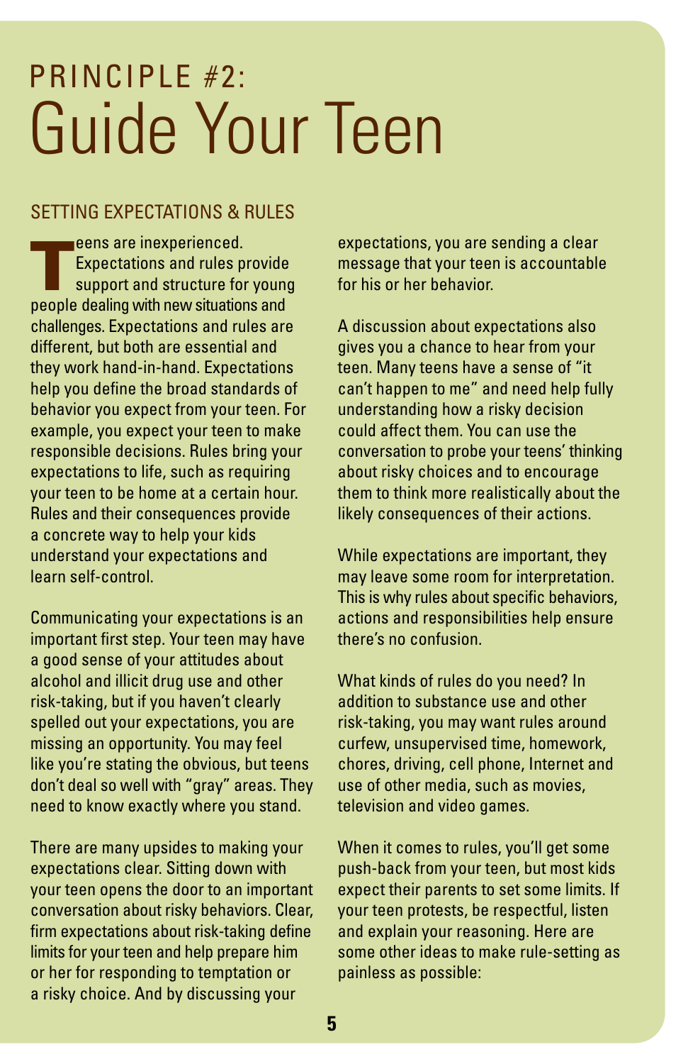# PRINCIPLE #2: Guide Your Teen

## SETTING EXPECTATIONS & RULES

Teens are inexperienced. Expectations and rules provide support and structure for young people dealing with new situations and challenges. Expectations and rules are different, but both are essential and they work hand-in-hand. Expectations help you define the broad standards of behavior you expect from your teen. For example, you expect your teen to make responsible decisions. Rules bring your expectations to life, such as requiring your teen to be home at a certain hour. Rules and their consequences provide a concrete way to help your kids understand your expectations and learn self-control.

Communicating your expectations is an important first step. Your teen may have a good sense of your attitudes about alcohol and illicit drug use and other risk-taking, but if you haven't clearly spelled out your expectations, you are missing an opportunity. You may feel like you're stating the obvious, but teens don't deal so well with "gray" areas. They need to know exactly where you stand.

There are many upsides to making your expectations clear. Sitting down with your teen opens the door to an important conversation about risky behaviors. Clear, firm expectations about risk-taking define limits for your teen and help prepare him or her for responding to temptation or a risky choice. And by discussing your expectations, you are sending a clear message that your teen is accountable for his or her behavior.

A discussion about expectations also gives you a chance to hear from your teen. Many teens have a sense of "it can't happen to me" and need help fully understanding how a risky decision could affect them. You can use the conversation to probe your teens' thinking about risky choices and to encourage them to think more realistically about the likely consequences of their actions.

While expectations are important, they may leave some room for interpretation. This is why rules about specific behaviors, actions and responsibilities help ensure there's no confusion.

What kinds of rules do you need? In addition to substance use and other risk-taking, you may want rules around curfew, unsupervised time, homework, chores, driving, cell phone, Internet and use of other media, such as movies, television and video games.

When it comes to rules, you'll get some push-back from your teen, but most kids expect their parents to set some limits. If your teen protests, be respectful, listen and explain your reasoning. Here are some other ideas to make rule-setting as painless as possible: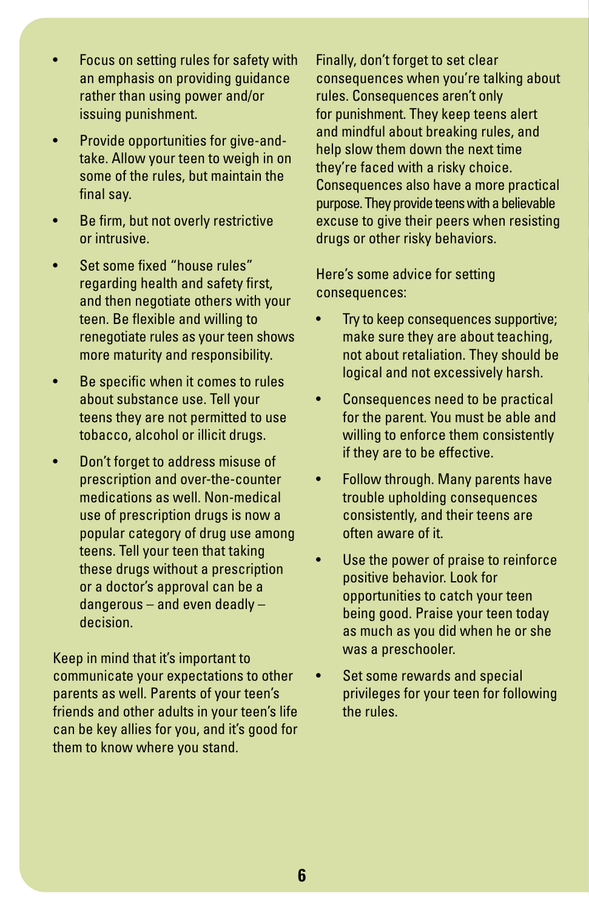- Focus on setting rules for safety with an emphasis on providing guidance rather than using power and/or issuing punishment.
- Provide opportunities for give-and-take. Allow your teen to weigh in on some of the rules, but maintain the final say.
- Be firm, but not overly restrictive or intrusive.
- Set some fixed "house rules" regarding health and safety first, and then negotiate others with your teen. Be flexible and willing to renegotiate rules as your teen shows more maturity and responsibility.
- Be specific when it comes to rules about substance use. Tell your teens they are not permitted to use tobacco, alcohol or illicit drugs.
- Don't forget to address misuse of prescription and over-the-counter medications as well. Non-medical use of prescription drugs is now a popular category of drug use among teens. Tell your teen that taking these drugs without a prescription or a doctor's approval can be a dangerous – and even deadly – decision.

Keep in mind that it's important to communicate your expectations to other parents as well. Parents of your teen's friends and other adults in your teen's life can be key allies for you, and it's good for them to know where you stand.

Finally, don't forget to set clear consequences when you're talking about rules. Consequences aren't only for punishment. They keep teens alert and mindful about breaking rules, and help slow them down the next time they're faced with a risky choice. Consequences also have a more practical purpose. They provide teens with a believable excuse to give their peers when resisting drugs or other risky behaviors.

Here's some advice for setting consequences:

- Try to keep consequences supportive; make sure they are about teaching, not about retaliation. They should be logical and not excessively harsh.
- Consequences need to be practical for the parent. You must be able and willing to enforce them consistently if they are to be effective.
- Follow through. Many parents have trouble upholding consequences consistently, and their teens are often aware of it.
- Use the power of praise to reinforce positive behavior. Look for opportunities to catch your teen being good. Praise your teen today as much as you did when he or she was a preschooler.
- Set some rewards and special privileges for your teen for following the rules.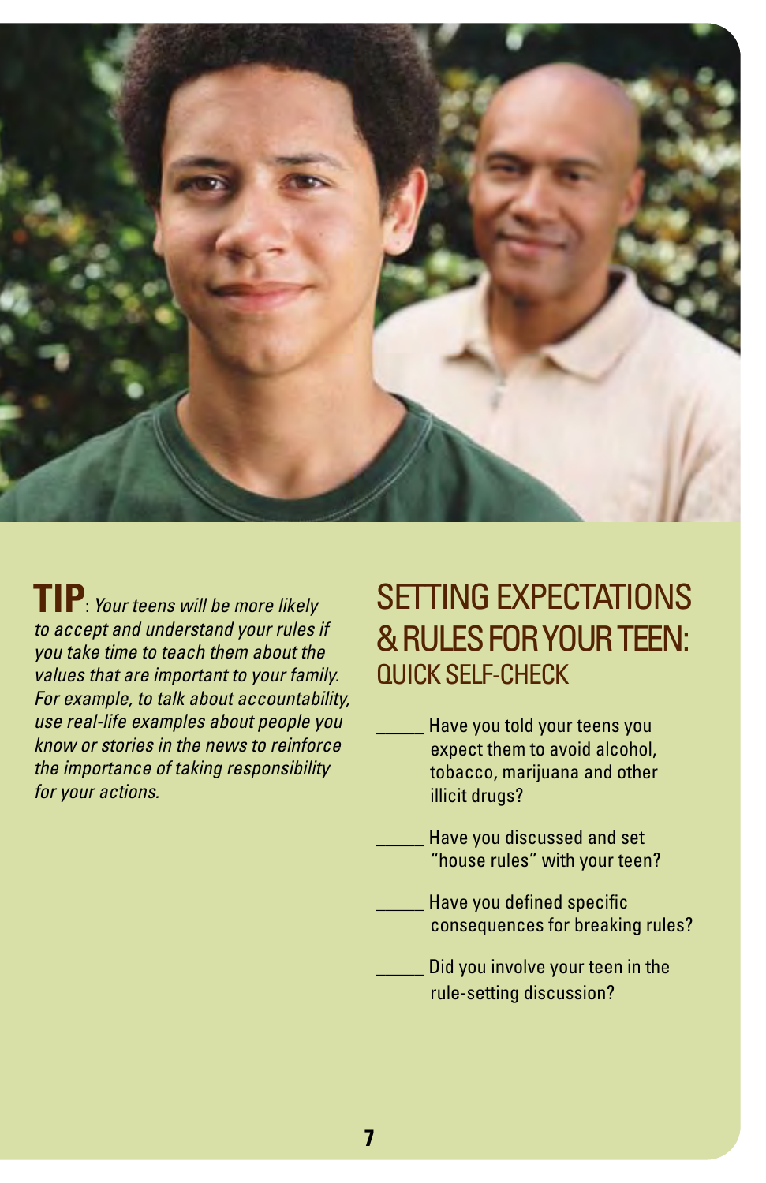**TIP**: *Your teens will be more likely to accept and understand your rules if you take time to teach them about the values that are important to your family. For example, to talk about accountability, use real-life examples about people you know or stories in the news to reinforce the importance of taking responsibility for your actions.*

## SETTING EXPECTATIONS & RULES FOR YOUR TEEN:

### QUICK SELF-CHECK

_____ Have you told your teens you expect them to avoid alcohol, tobacco, marijuana and other illicit drugs?

_____ Have you discussed and set "house rules" with your teen?

_____ Have you defined specific consequences for breaking rules?

_____ Did you involve your teen in the rule-setting discussion?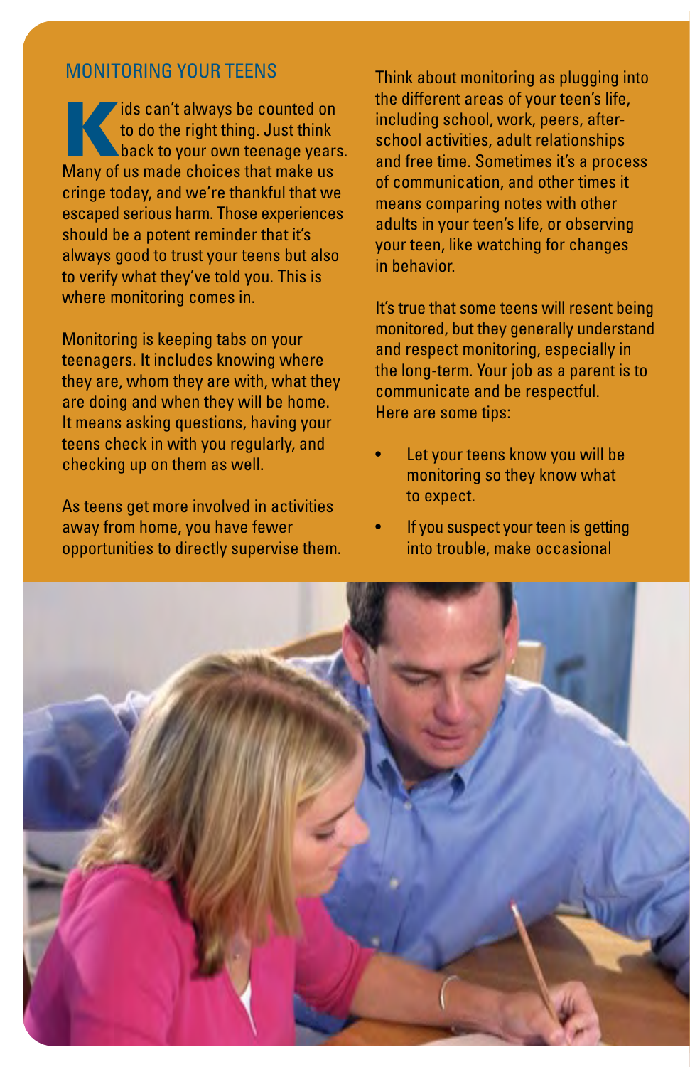## MONITORING YOUR TEENS

Kids can't always be counted on to do the right thing. Just think back to your own teenage years. Many of us made choices that make us cringe today, and we're thankful that we escaped serious harm. Those experiences should be a potent reminder that it's always good to trust your teens but also to verify what they've told you. This is where monitoring comes in.

Monitoring is keeping tabs on your teenagers. It includes knowing where they are, whom they are with, what they are doing and when they will be home. It means asking questions, having your teens check in with you regularly, and checking up on them as well.

As teens get more involved in activities away from home, you have fewer opportunities to directly supervise them. Think about monitoring as plugging into the different areas of your teen's life, including school, work, peers, after-school activities, adult relationships and free time. Sometimes it's a process of communication, and other times it means comparing notes with other adults in your teen's life, or observing your teen, like watching for changes in behavior.

It's true that some teens will resent being monitored, but they generally understand and respect monitoring, especially in the long-term. Your job as a parent is to communicate and be respectful. Here are some tips:

- Let your teens know you will be monitoring so they know what to expect.
- If you suspect your teen is getting into trouble, make occasional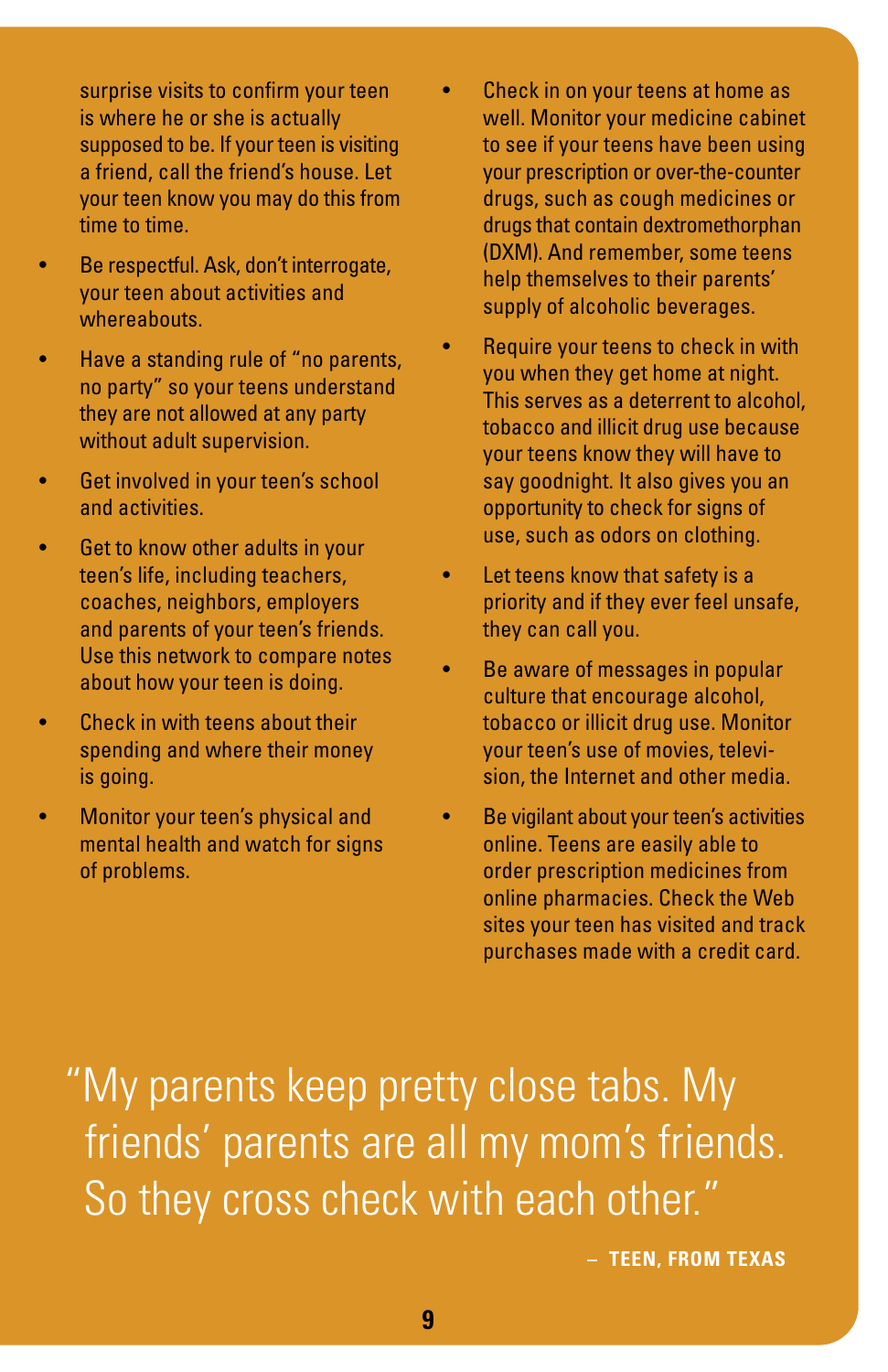surprise visits to confirm your teen is where he or she is actually supposed to be. If your teen is visiting a friend, call the friend's house. Let your teen know you may do this from time to time.

- Be respectful. Ask, don't interrogate, your teen about activities and whereabouts.
- Have a standing rule of "no parents, no party" so your teens understand they are not allowed at any party without adult supervision.
- Get involved in your teen's school and activities.
- Get to know other adults in your teen's life, including teachers, coaches, neighbors, employers and parents of your teen's friends. Use this network to compare notes about how your teen is doing.
- Check in with teens about their spending and where their money is going.
- Monitor your teen's physical and mental health and watch for signs of problems.
- Check in on your teens at home as well. Monitor your medicine cabinet to see if your teens have been using your prescription or over-the-counter drugs, such as cough medicines or drugs that contain dextromethorphan (DXM). And remember, some teens help themselves to their parents' supply of alcoholic beverages.
- Require your teens to check in with you when they get home at night. This serves as a deterrent to alcohol, tobacco and illicit drug use because your teens know they will have to say goodnight. It also gives you an opportunity to check for signs of use, such as odors on clothing.
- Let teens know that safety is a priority and if they ever feel unsafe, they can call you.
- Be aware of messages in popular culture that encourage alcohol, tobacco or illicit drug use. Monitor your teen's use of movies, television, the Internet and other media.
- Be vigilant about your teen's activities online. Teens are easily able to order prescription medicines from online pharmacies. Check the Web sites your teen has visited and track purchases made with a credit card.

"My parents keep pretty close tabs. My friends' parents are all my mom's friends. So they cross check with each other."

– **TEEN, FROM TEXAS**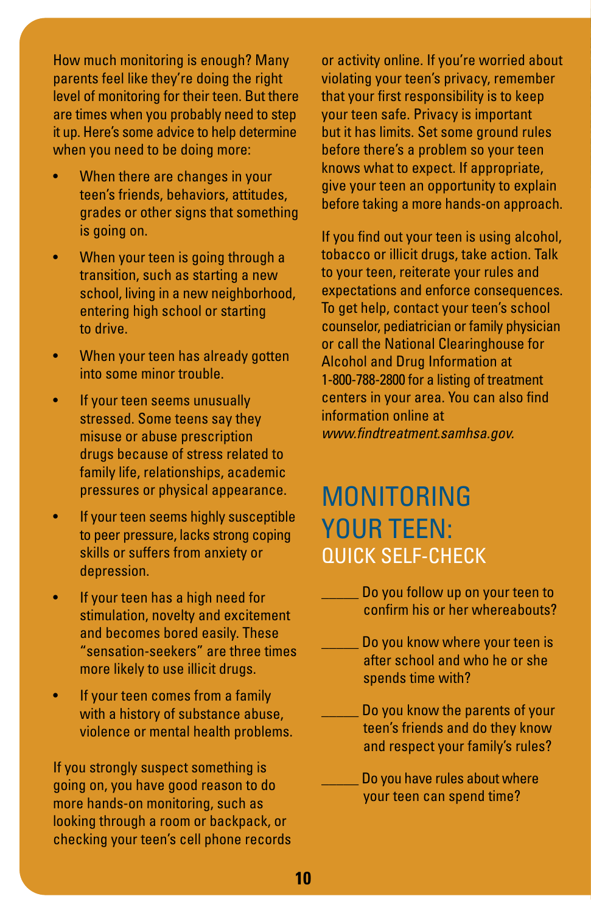How much monitoring is enough? Many parents feel like they're doing the right level of monitoring for their teen. But there are times when you probably need to step it up. Here's some advice to help determine when you need to be doing more:

- When there are changes in your teen's friends, behaviors, attitudes, grades or other signs that something is going on.
- When your teen is going through a transition, such as starting a new school, living in a new neighborhood, entering high school or starting to drive.
- When your teen has already gotten into some minor trouble.
- If your teen seems unusually stressed. Some teens say they misuse or abuse prescription drugs because of stress related to family life, relationships, academic pressures or physical appearance.
- If your teen seems highly susceptible to peer pressure, lacks strong coping skills or suffers from anxiety or depression.
- If your teen has a high need for stimulation, novelty and excitement and becomes bored easily. These "sensation-seekers" are three times more likely to use illicit drugs.
- If your teen comes from a family with a history of substance abuse, violence or mental health problems.

If you strongly suspect something is going on, you have good reason to do more hands-on monitoring, such as looking through a room or backpack, or checking your teen's cell phone records or activity online. If you're worried about violating your teen's privacy, remember that your first responsibility is to keep your teen safe. Privacy is important but it has limits. Set some ground rules before there's a problem so your teen knows what to expect. If appropriate, give your teen an opportunity to explain before taking a more hands-on approach.

If you find out your teen is using alcohol, tobacco or illicit drugs, take action. Talk to your teen, reiterate your rules and expectations and enforce consequences. To get help, contact your teen's school counselor, pediatrician or family physician or call the National Clearinghouse for Alcohol and Drug Information at 1-800-788-2800 for a listing of treatment centers in your area. You can also find information online at *www.findtreatment.samhsa.gov.*

## MONITORING YOUR TEEN:
### QUICK SELF-CHECK

_____ Do you follow up on your teen to confirm his or her whereabouts?

_____ Do you know where your teen is after school and who he or she spends time with?

_____ Do you know the parents of your teen's friends and do they know and respect your family's rules?

_____ Do you have rules about where your teen can spend time?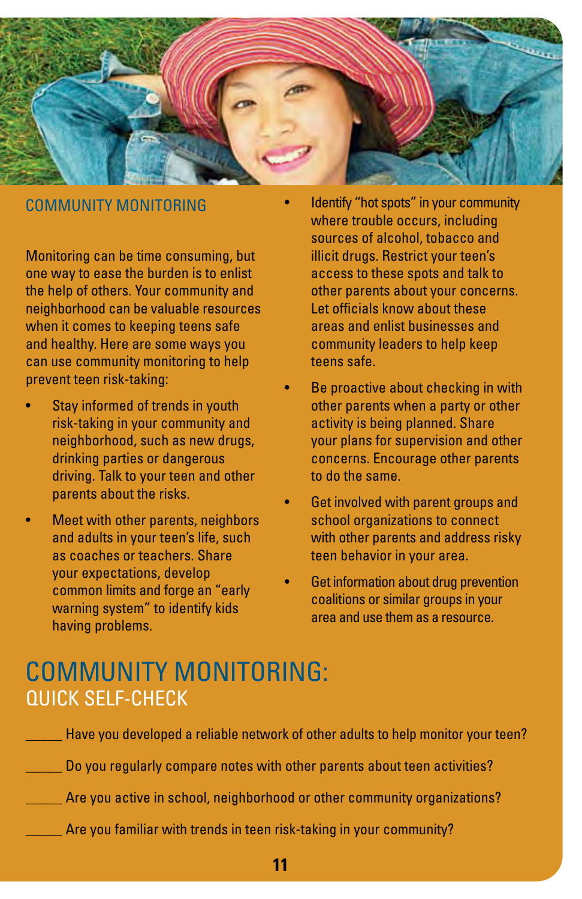## COMMUNITY MONITORING

Monitoring can be time consuming, but one way to ease the burden is to enlist the help of others. Your community and neighborhood can be valuable resources when it comes to keeping teens safe and healthy. Here are some ways you can use community monitoring to help prevent teen risk-taking:

- Stay informed of trends in youth risk-taking in your community and neighborhood, such as new drugs, drinking parties or dangerous driving. Talk to your teen and other parents about the risks.
- Meet with other parents, neighbors and adults in your teen's life, such as coaches or teachers. Share your expectations, develop common limits and forge an "early warning system" to identify kids having problems.
- Identify "hot spots" in your community where trouble occurs, including sources of alcohol, tobacco and illicit drugs. Restrict your teen's access to these spots and talk to other parents about your concerns. Let officials know about these areas and enlist businesses and community leaders to help keep teens safe.
- Be proactive about checking in with other parents when a party or other activity is being planned. Share your plans for supervision and other concerns. Encourage other parents to do the same.
- Get involved with parent groups and school organizations to connect with other parents and address risky teen behavior in your area.
- Get information about drug prevention coalitions or similar groups in your area and use them as a resource.

# COMMUNITY MONITORING:
## QUICK SELF-CHECK

_____ Have you developed a reliable network of other adults to help monitor your teen?

_____ Do you regularly compare notes with other parents about teen activities?

_____ Are you active in school, neighborhood or other community organizations?

_____ Are you familiar with trends in teen risk-taking in your community?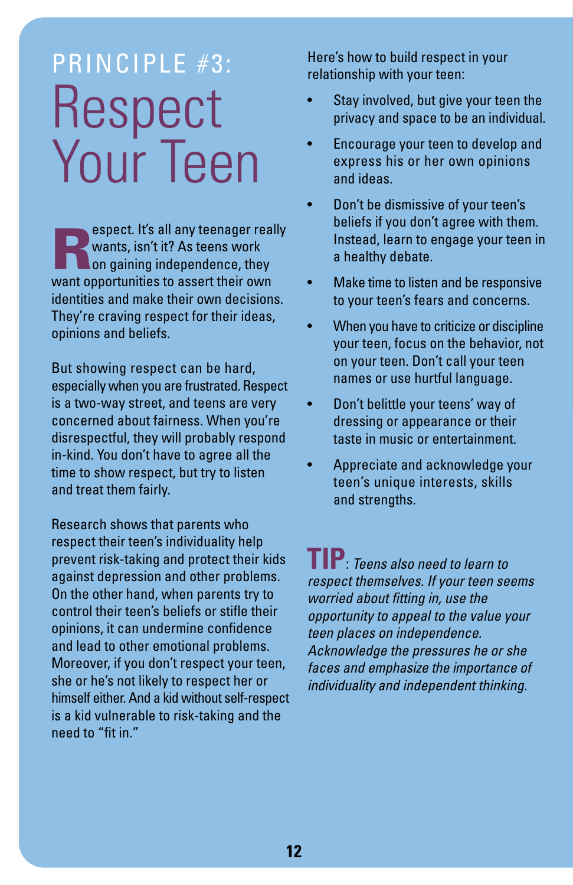PRINCIPLE #3:

# Respect Your Teen

Respect. It's all any teenager really wants, isn't it? As teens work on gaining independence, they want opportunities to assert their own identities and make their own decisions. They're craving respect for their ideas, opinions and beliefs.

But showing respect can be hard, especially when you are frustrated. Respect is a two-way street, and teens are very concerned about fairness. When you're disrespectful, they will probably respond in-kind. You don't have to agree all the time to show respect, but try to listen and treat them fairly.

Research shows that parents who respect their teen's individuality help prevent risk-taking and protect their kids against depression and other problems. On the other hand, when parents try to control their teen's beliefs or stifle their opinions, it can undermine confidence and lead to other emotional problems. Moreover, if you don't respect your teen, she or he's not likely to respect her or himself either. And a kid without self-respect is a kid vulnerable to risk-taking and the need to "fit in."

Here's how to build respect in your relationship with your teen:

- Stay involved, but give your teen the privacy and space to be an individual.
- Encourage your teen to develop and express his or her own opinions and ideas.
- Don't be dismissive of your teen's beliefs if you don't agree with them. Instead, learn to engage your teen in a healthy debate.
- Make time to listen and be responsive to your teen's fears and concerns.
- When you have to criticize or discipline your teen, focus on the behavior, not on your teen. Don't call your teen names or use hurtful language.
- Don't belittle your teens' way of dressing or appearance or their taste in music or entertainment.
- Appreciate and acknowledge your teen's unique interests, skills and strengths.

**TIP**: *Teens also need to learn to respect themselves. If your teen seems worried about fitting in, use the opportunity to appeal to the value your teen places on independence. Acknowledge the pressures he or she faces and emphasize the importance of individuality and independent thinking.*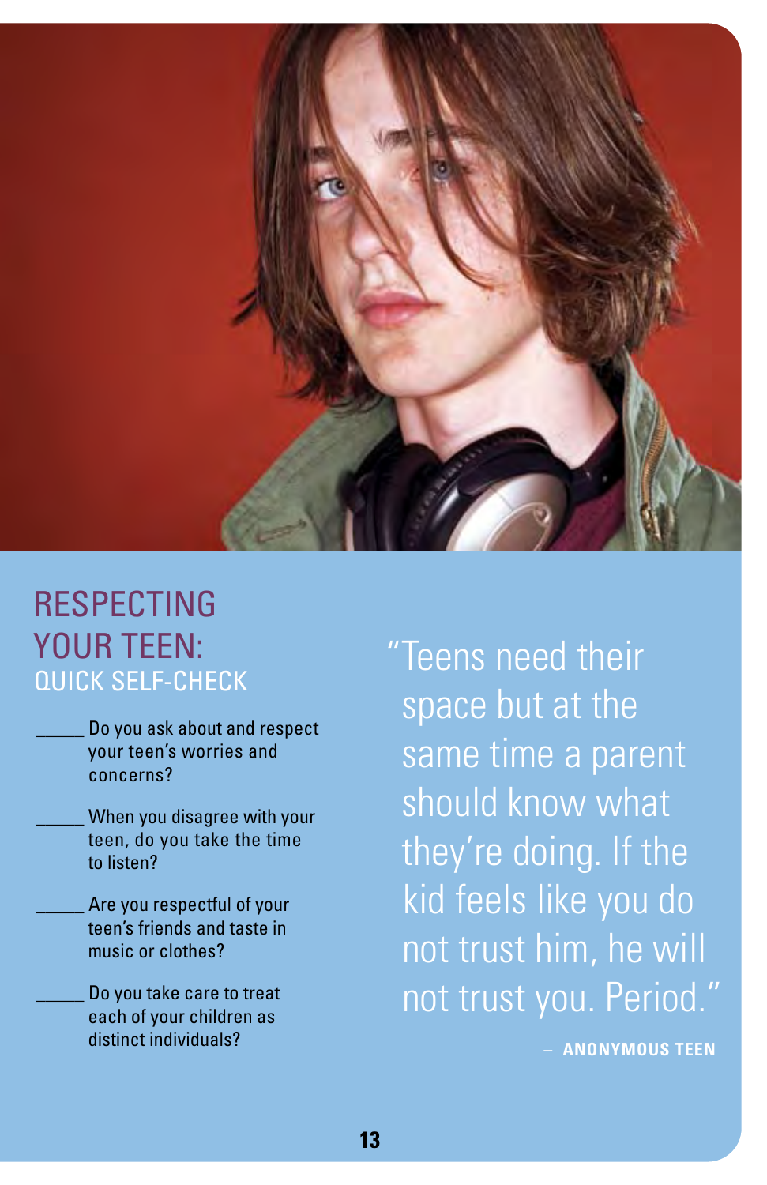## RESPECTING YOUR TEEN:
### QUICK SELF-CHECK

_____ Do you ask about and respect your teen's worries and concerns?

_____ When you disagree with your teen, do you take the time to listen?

_____ Are you respectful of your teen's friends and taste in music or clothes?

_____ Do you take care to treat each of your children as distinct individuals?

"Teens need their space but at the same time a parent should know what they're doing. If the kid feels like you do not trust him, he will not trust you. Period."

– **ANONYMOUS TEEN**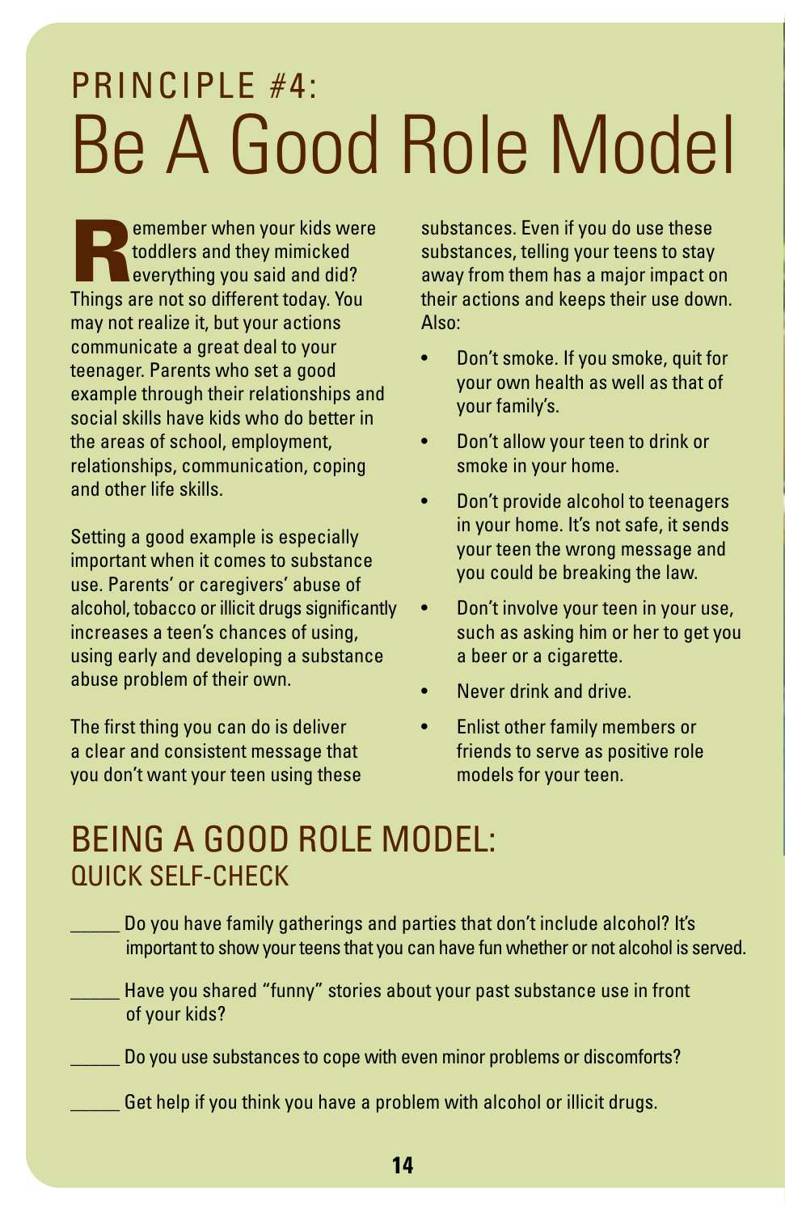# PRINCIPLE #4: Be A Good Role Model

Remember when your kids were toddlers and they mimicked everything you said and did? Things are not so different today. You may not realize it, but your actions communicate a great deal to your teenager. Parents who set a good example through their relationships and social skills have kids who do better in the areas of school, employment, relationships, communication, coping and other life skills.

Setting a good example is especially important when it comes to substance use. Parents' or caregivers' abuse of alcohol, tobacco or illicit drugs significantly increases a teen's chances of using, using early and developing a substance abuse problem of their own.

The first thing you can do is deliver a clear and consistent message that you don't want your teen using these substances. Even if you do use these substances, telling your teens to stay away from them has a major impact on their actions and keeps their use down. Also:

- Don't smoke. If you smoke, quit for your own health as well as that of your family's.
- Don't allow your teen to drink or smoke in your home.
- Don't provide alcohol to teenagers in your home. It's not safe, it sends your teen the wrong message and you could be breaking the law.
- Don't involve your teen in your use, such as asking him or her to get you a beer or a cigarette.
- Never drink and drive.
- Enlist other family members or friends to serve as positive role models for your teen.

## BEING A GOOD ROLE MODEL:
### QUICK SELF-CHECK

_____ Do you have family gatherings and parties that don't include alcohol? It's important to show your teens that you can have fun whether or not alcohol is served.

_____ Have you shared "funny" stories about your past substance use in front of your kids?

_____ Do you use substances to cope with even minor problems or discomforts?

_____ Get help if you think you have a problem with alcohol or illicit drugs.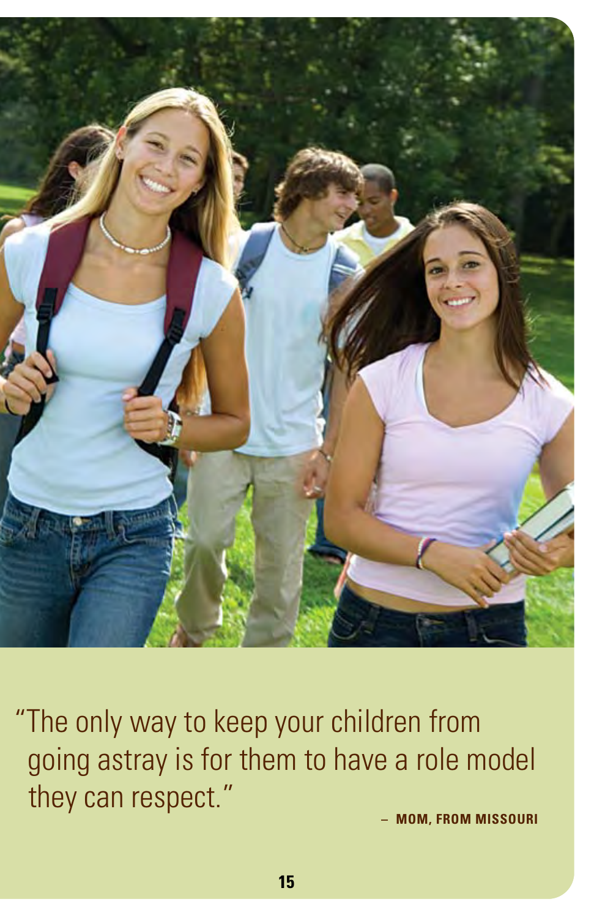"The only way to keep your children from going astray is for them to have a role model they can respect."

– **MOM, FROM MISSOURI**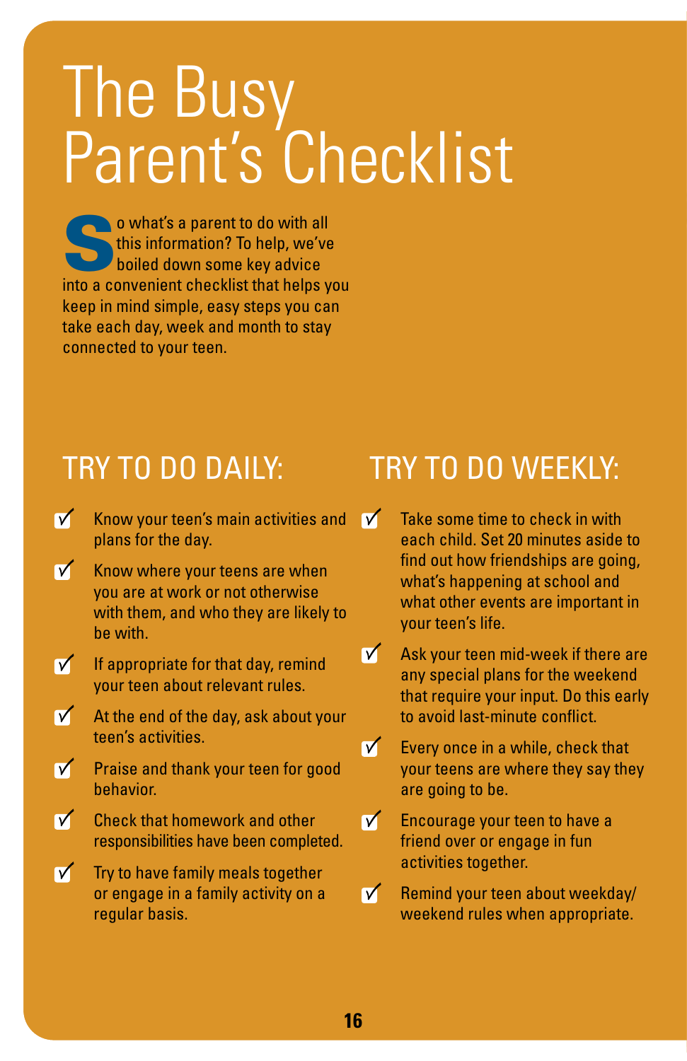# The Busy Parent's Checklist

So what's a parent to do with all this information? To help, we've boiled down some key advice into a convenient checklist that helps you keep in mind simple, easy steps you can take each day, week and month to stay connected to your teen.

## TRY TO DO DAILY:

- ✓ Know your teen's main activities and plans for the day.
- ✓ Know where your teens are when you are at work or not otherwise with them, and who they are likely to be with.
- ✓ If appropriate for that day, remind your teen about relevant rules.
- ✓ At the end of the day, ask about your teen's activities.
- ✓ Praise and thank your teen for good behavior.
- ✓ Check that homework and other responsibilities have been completed.
- ✓ Try to have family meals together or engage in a family activity on a regular basis.

## TRY TO DO WEEKLY:

- ✓ Take some time to check in with each child. Set 20 minutes aside to find out how friendships are going, what's happening at school and what other events are important in your teen's life.
- ✓ Ask your teen mid-week if there are any special plans for the weekend that require your input. Do this early to avoid last-minute conflict.
- ✓ Every once in a while, check that your teens are where they say they are going to be.
- ✓ Encourage your teen to have a friend over or engage in fun activities together.
- ✓ Remind your teen about weekday/weekend rules when appropriate.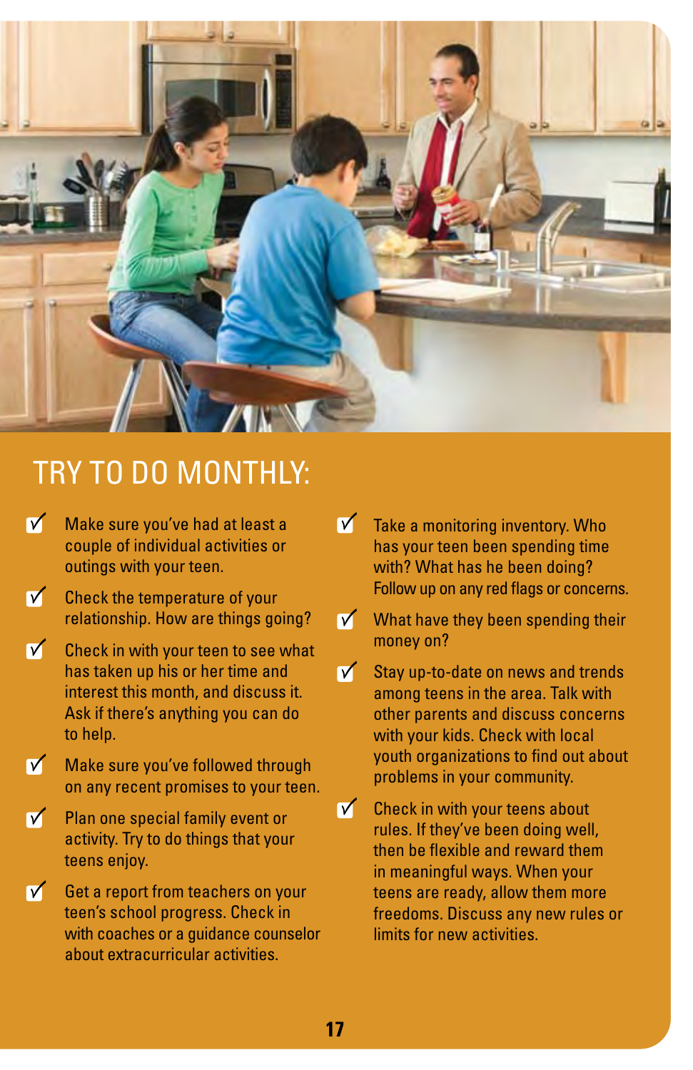# TRY TO DO MONTHLY:

- Make sure you've had at least a couple of individual activities or outings with your teen.
- Check the temperature of your relationship. How are things going?
- Check in with your teen to see what has taken up his or her time and interest this month, and discuss it. Ask if there's anything you can do to help.
- Make sure you've followed through on any recent promises to your teen.
- Plan one special family event or activity. Try to do things that your teens enjoy.
- Get a report from teachers on your teen's school progress. Check in with coaches or a guidance counselor about extracurricular activities.
- Take a monitoring inventory. Who has your teen been spending time with? What has he been doing? Follow up on any red flags or concerns.
- What have they been spending their money on?
- Stay up-to-date on news and trends among teens in the area. Talk with other parents and discuss concerns with your kids. Check with local youth organizations to find out about problems in your community.
- Check in with your teens about rules. If they've been doing well, then be flexible and reward them in meaningful ways. When your teens are ready, allow them more freedoms. Discuss any new rules or limits for new activities.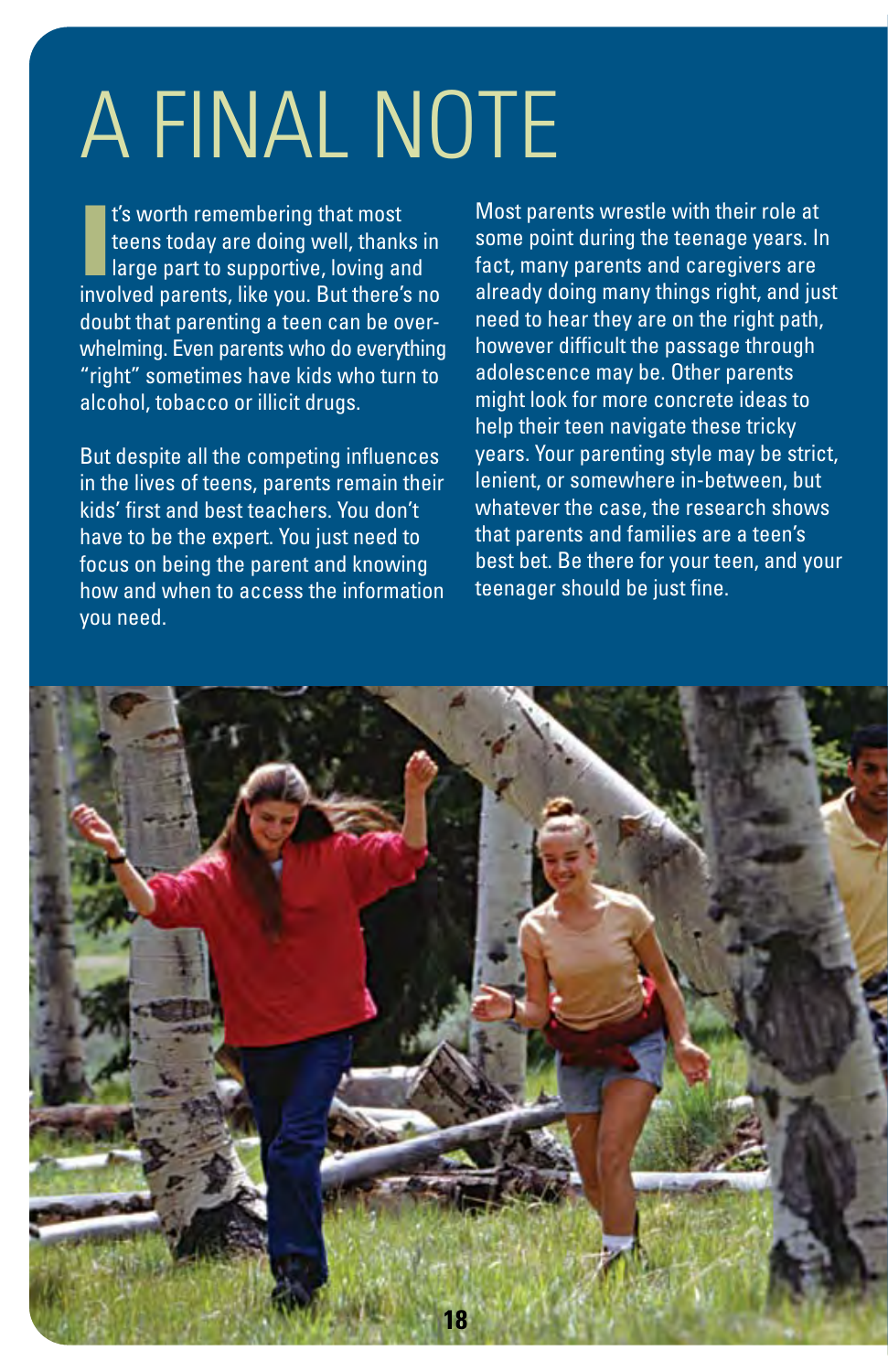# A FINAL NOTE

It's worth remembering that most teens today are doing well, thanks in large part to supportive, loving and involved parents, like you. But there's no doubt that parenting a teen can be overwhelming. Even parents who do everything "right" sometimes have kids who turn to alcohol, tobacco or illicit drugs.

But despite all the competing influences in the lives of teens, parents remain their kids' first and best teachers. You don't have to be the expert. You just need to focus on being the parent and knowing how and when to access the information you need.

Most parents wrestle with their role at some point during the teenage years. In fact, many parents and caregivers are already doing many things right, and just need to hear they are on the right path, however difficult the passage through adolescence may be. Other parents might look for more concrete ideas to help their teen navigate these tricky years. Your parenting style may be strict, lenient, or somewhere in-between, but whatever the case, the research shows that parents and families are a teen's best bet. Be there for your teen, and your teenager should be just fine.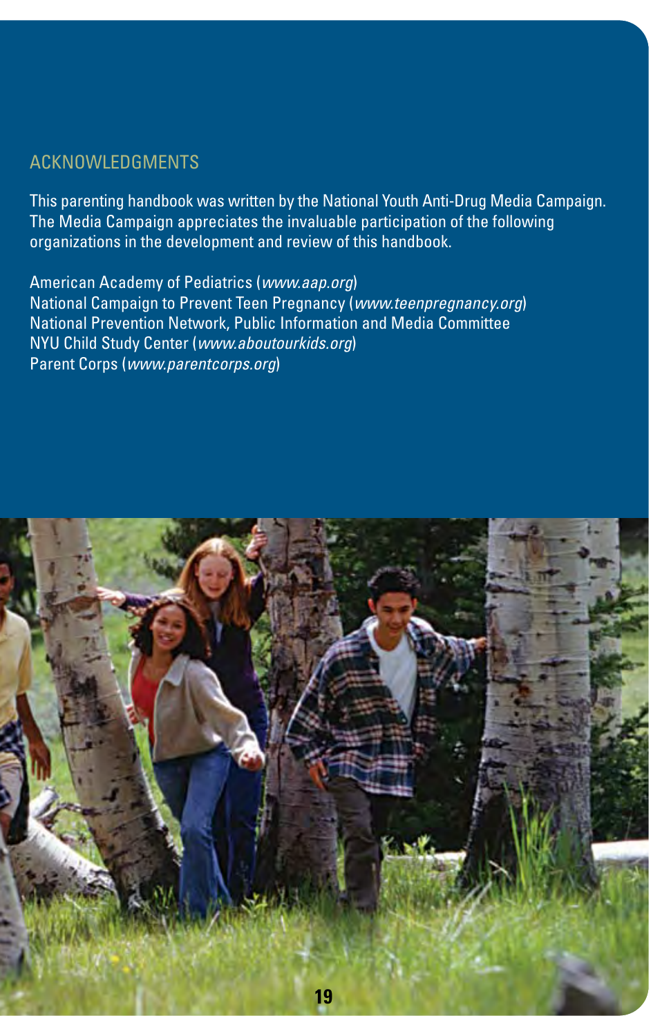## ACKNOWLEDGMENTS

This parenting handbook was written by the National Youth Anti-Drug Media Campaign. The Media Campaign appreciates the invaluable participation of the following organizations in the development and review of this handbook.

American Academy of Pediatrics (*www.aap.org*)
National Campaign to Prevent Teen Pregnancy (*www.teenpregnancy.org*)
National Prevention Network, Public Information and Media Committee
NYU Child Study Center (*www.aboutourkids.org*)
Parent Corps (*www.parentcorps.org*)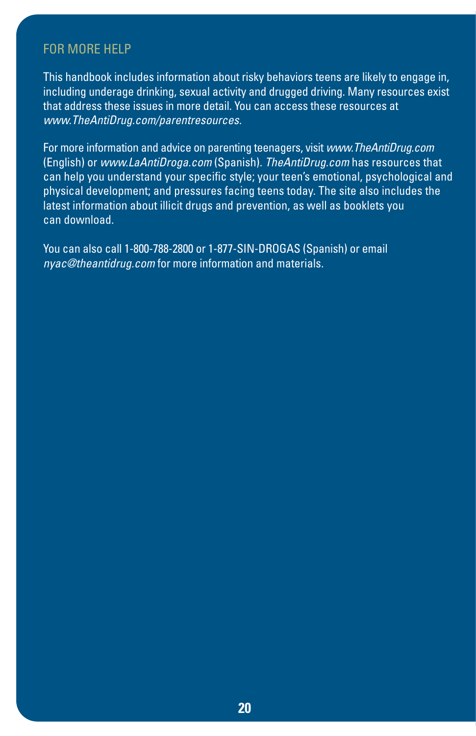## FOR MORE HELP

This handbook includes information about risky behaviors teens are likely to engage in, including underage drinking, sexual activity and drugged driving. Many resources exist that address these issues in more detail. You can access these resources at *www.TheAntiDrug.com/parentresources*.

For more information and advice on parenting teenagers, visit *www.TheAntiDrug.com* (English) or *www.LaAntiDroga.com* (Spanish). *TheAntiDrug.com* has resources that can help you understand your specific style; your teen's emotional, psychological and physical development; and pressures facing teens today. The site also includes the latest information about illicit drugs and prevention, as well as booklets you can download.

You can also call 1-800-788-2800 or 1-877-SIN-DROGAS (Spanish) or email *nyac@theantidrug.com* for more information and materials.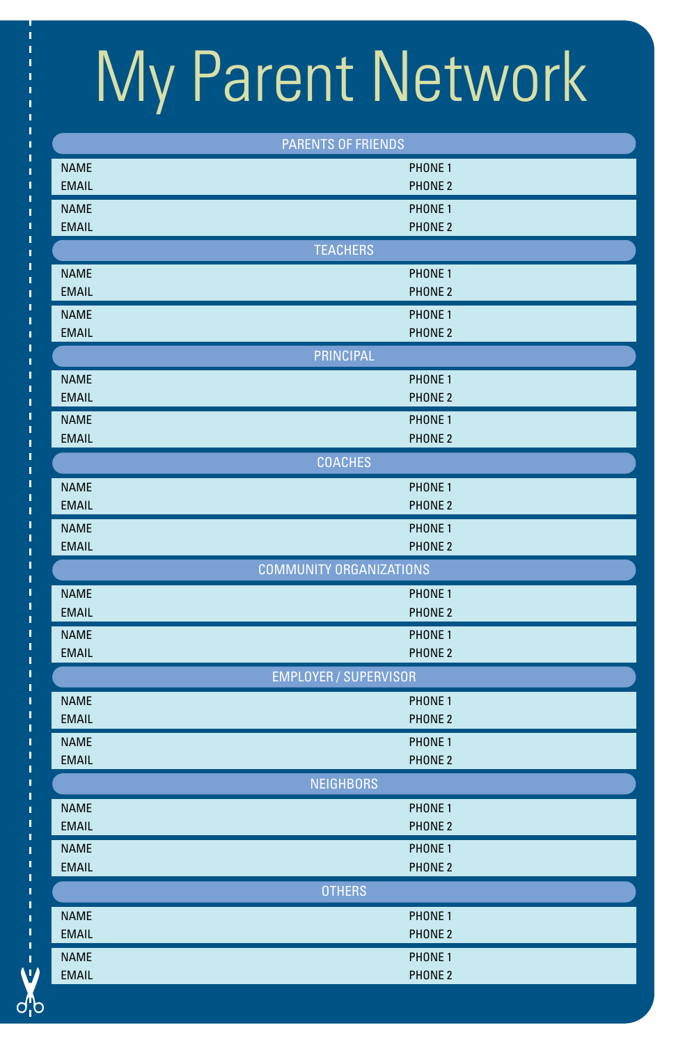# My Parent Network

## PARENTS OF FRIENDS

NAME | PHONE 1
EMAIL | PHONE 2

NAME | PHONE 1
EMAIL | PHONE 2

## TEACHERS

NAME | PHONE 1
EMAIL | PHONE 2

NAME | PHONE 1
EMAIL | PHONE 2

## PRINCIPAL

NAME | PHONE 1
EMAIL | PHONE 2

NAME | PHONE 1
EMAIL | PHONE 2

## COACHES

NAME | PHONE 1
EMAIL | PHONE 2

NAME | PHONE 1
EMAIL | PHONE 2

## COMMUNITY ORGANIZATIONS

NAME | PHONE 1
EMAIL | PHONE 2

NAME | PHONE 1
EMAIL | PHONE 2

## EMPLOYER / SUPERVISOR

NAME | PHONE 1
EMAIL | PHONE 2

NAME | PHONE 1
EMAIL | PHONE 2

## NEIGHBORS

NAME | PHONE 1
EMAIL | PHONE 2

NAME | PHONE 1
EMAIL | PHONE 2

## OTHERS

NAME | PHONE 1
EMAIL | PHONE 2

NAME | PHONE 1
EMAIL | PHONE 2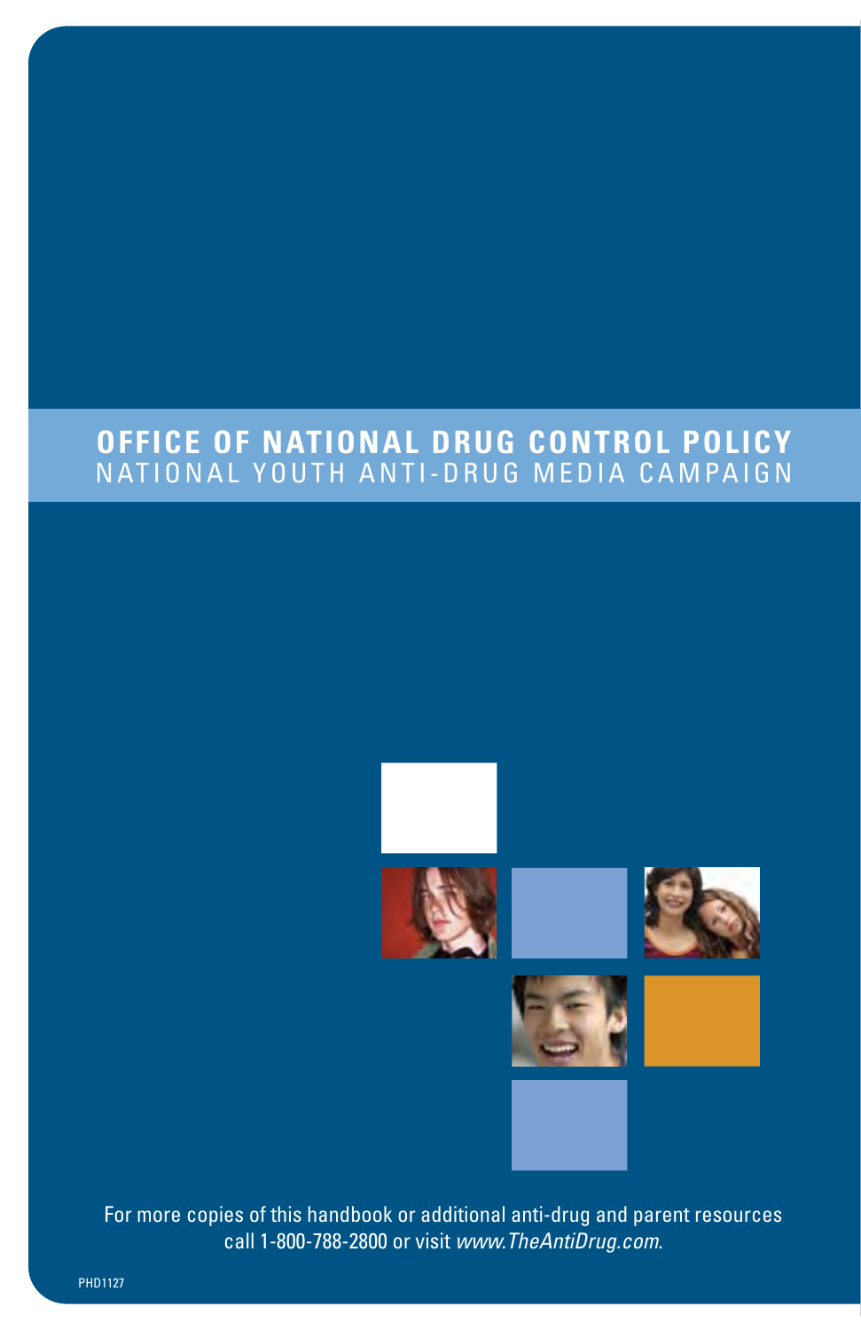**OFFICE OF NATIONAL DRUG CONTROL POLICY**
NATIONAL YOUTH ANTI-DRUG MEDIA CAMPAIGN

For more copies of this handbook or additional anti-drug and parent resources call 1-800-788-2800 or visit *www.TheAntiDrug.com.*

PHD1127